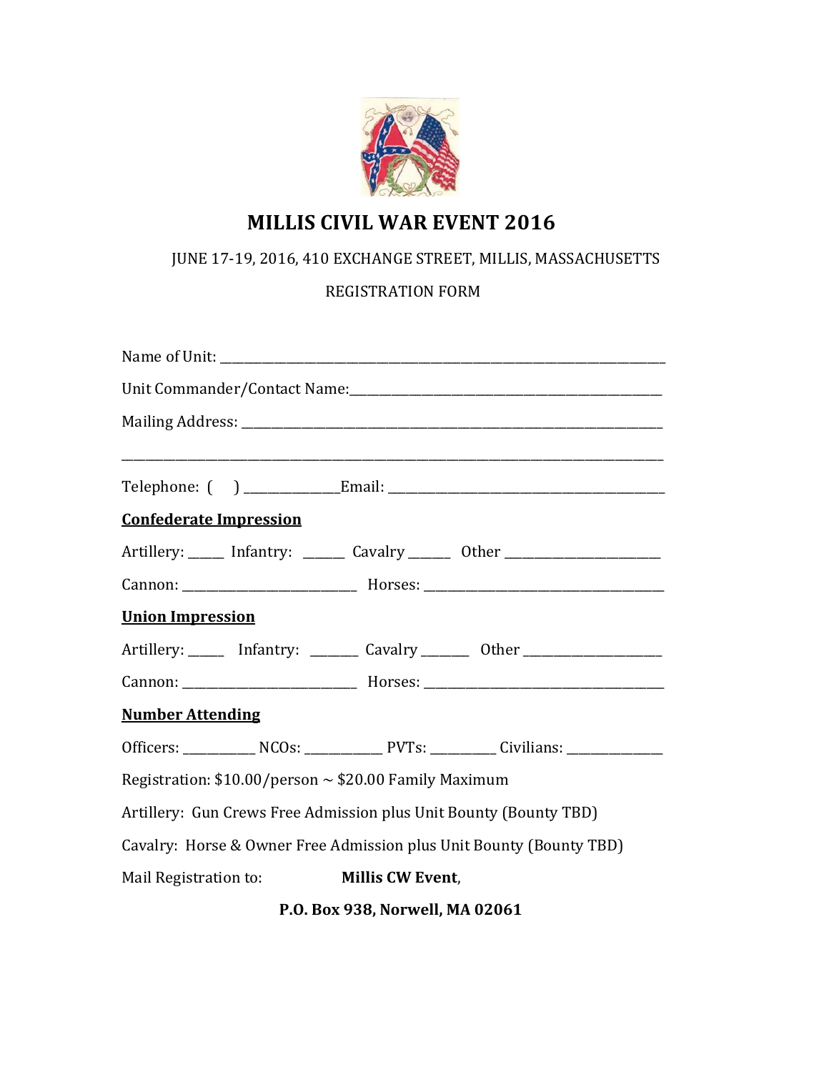# MILLIS CIVIL WAR EVENT 2016

JUNE 17-19, 2016, 410 EXCHANGE STREET, MILLIS, MASSACHUSETTS

REGISTRATION FORM

Name of Unit: ____________________________________________________________

Unit Commander/Contact Name:__________________________________________

Mailing Address: _________________________________________________________

______________________________________________________________________

Telephone: (     ) ____________Email: ___________________________________

**Confederate Impression**

Artillery: _____ Infantry: ______ Cavalry ______ Other ____________________

Cannon: _______________________ Horses: _________________________________

**Union Impression**

Artillery: _____ Infantry: _______ Cavalry _______ Other __________________

Cannon: _______________________ Horses: _________________________________

**Number Attending**

Officers: __________ NCOs: ___________ PVTs: _________ Civilians: ____________

Registration: $10.00/person ~ $20.00 Family Maximum

Artillery: Gun Crews Free Admission plus Unit Bounty (Bounty TBD)

Cavalry: Horse & Owner Free Admission plus Unit Bounty (Bounty TBD)

Mail Registration to: **Millis CW Event**,

**P.O. Box 938, Norwell, MA 02061**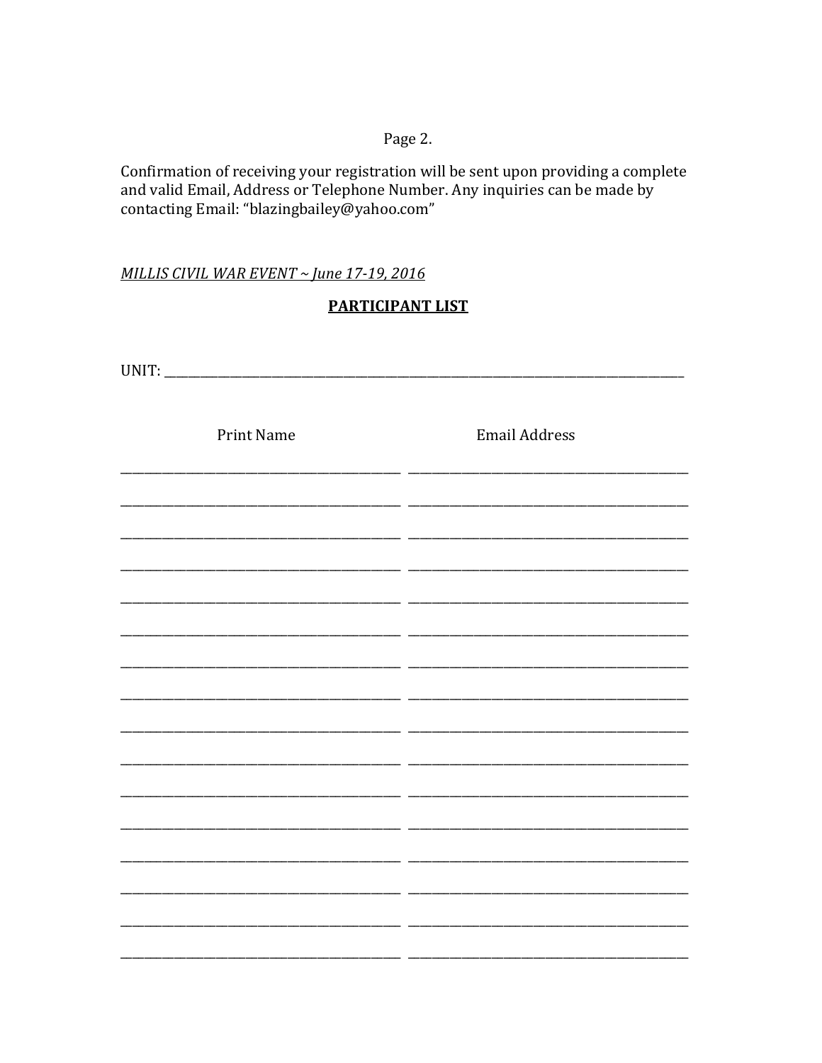Page 2.

Confirmation of receiving your registration will be sent upon providing a complete and valid Email, Address or Telephone Number. Any inquiries can be made by contacting Email: "blazingbailey@yahoo.com"

*MILLIS CIVIL WAR EVENT ~ June 17-19, 2016*

**PARTICIPANT LIST**

UNIT: ____________________________________________________________

| Print Name | Email Address |
|---|---|
| | |
| | |
| | |
| | |
| | |
| | |
| | |
| | |
| | |
| | |
| | |
| | |
| | |
| | |
| | |
| | |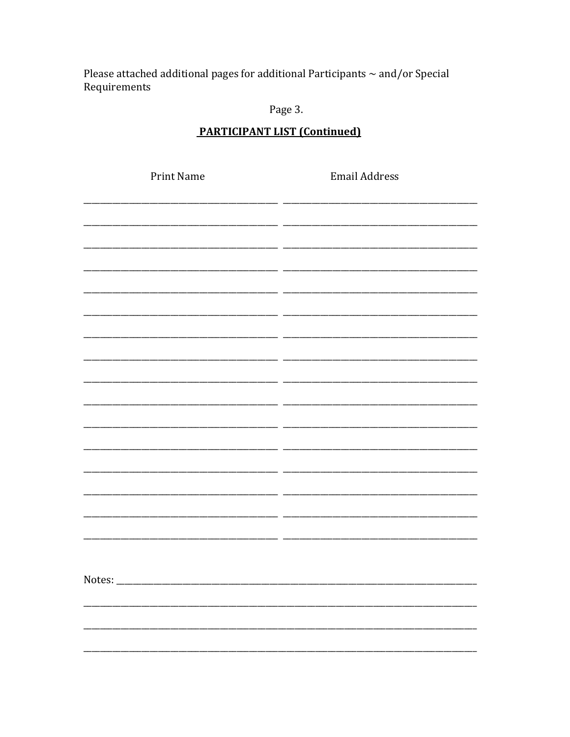Please attached additional pages for additional Participants ~ and/or Special Requirements

## PARTICIPANT LIST (Continued)

| Print Name | Email Address |
|---|---|
| | |
| | |
| | |
| | |
| | |
| | |
| | |
| | |
| | |
| | |
| | |
| | |
| | |
| | |
| | |
| | |

Notes: ______________________________________________________________________________

______________________________________________________________________________________

______________________________________________________________________________________

______________________________________________________________________________________